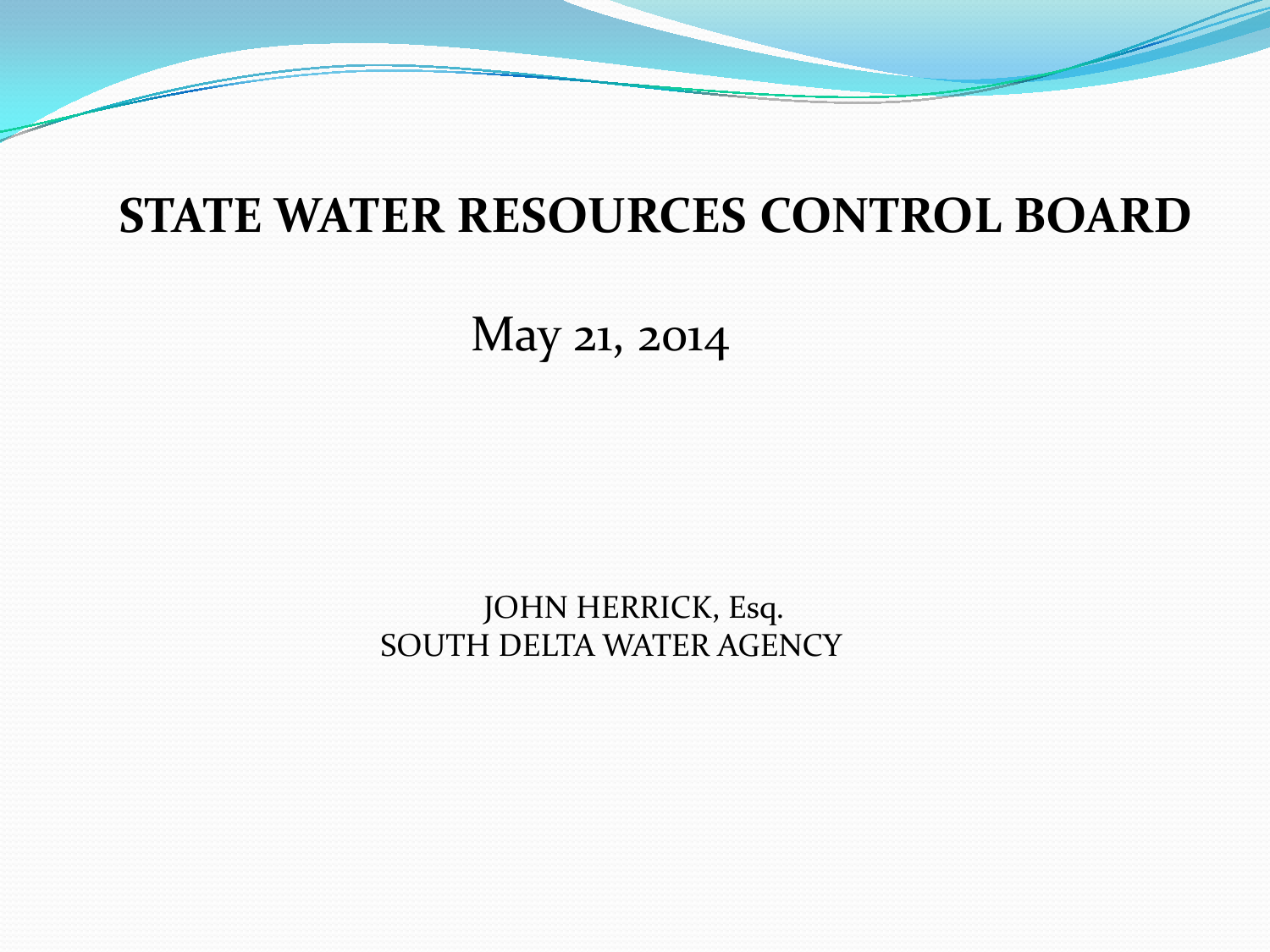# STATE WATER RESOURCES CONTROL BOARD

May 21, 2014

JOHN HERRICK, Esq.
SOUTH DELTA WATER AGENCY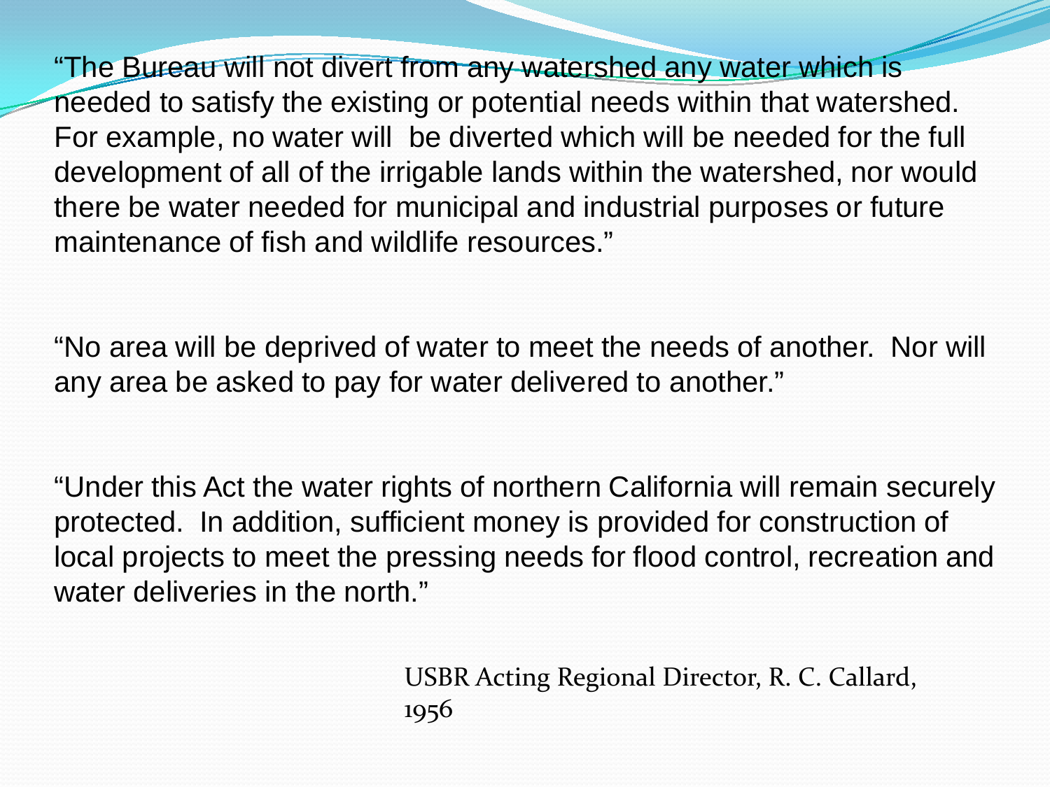"The Bureau will not divert from any watershed any water which is needed to satisfy the existing or potential needs within that watershed. For example, no water will be diverted which will be needed for the full development of all of the irrigable lands within the watershed, nor would there be water needed for municipal and industrial purposes or future maintenance of fish and wildlife resources."

"No area will be deprived of water to meet the needs of another. Nor will any area be asked to pay for water delivered to another."

"Under this Act the water rights of northern California will remain securely protected. In addition, sufficient money is provided for construction of local projects to meet the pressing needs for flood control, recreation and water deliveries in the north."

USBR Acting Regional Director, R. C. Callard, 1956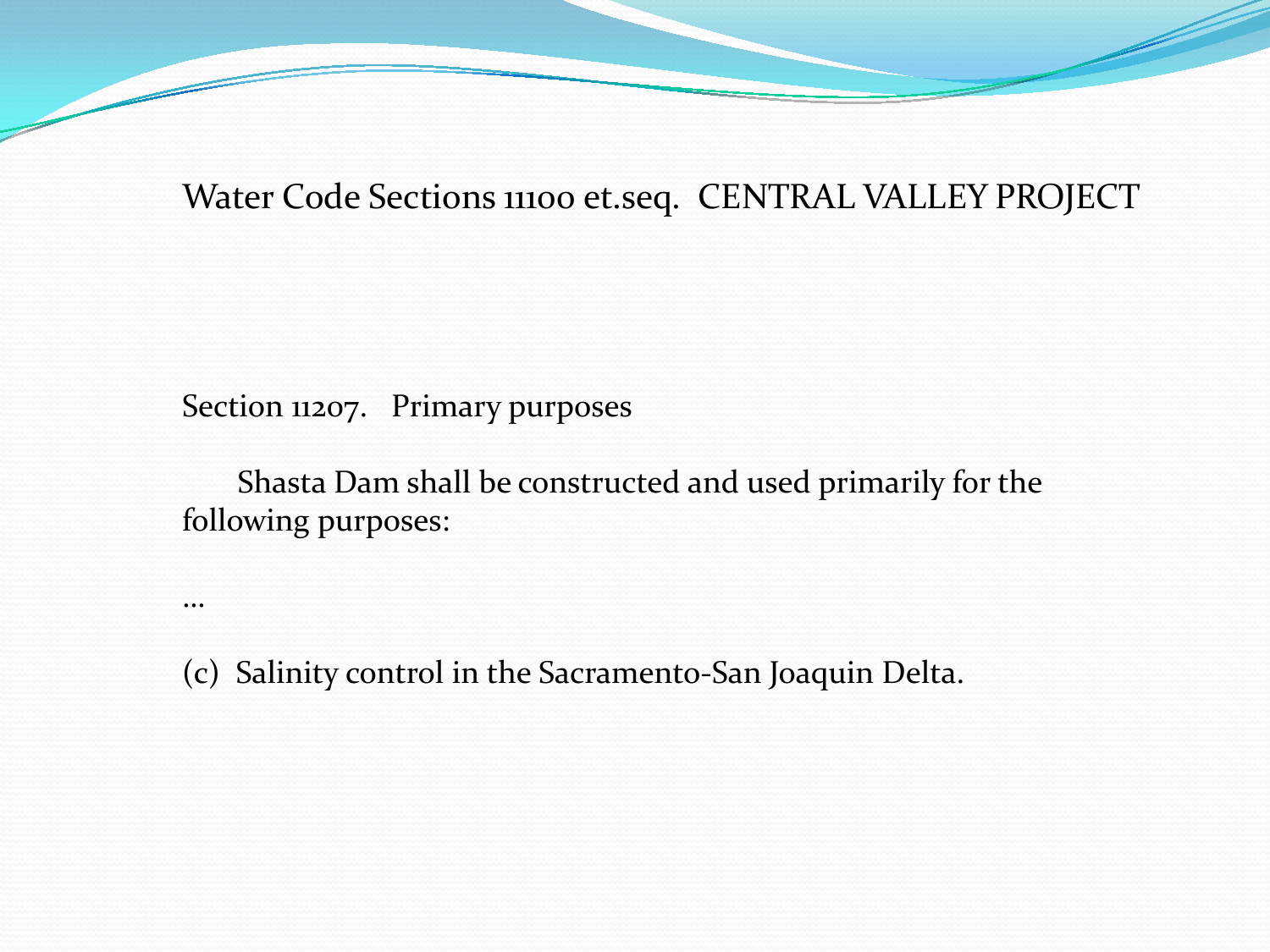## Water Code Sections 11100 et.seq. CENTRAL VALLEY PROJECT

Section 11207. Primary purposes

Shasta Dam shall be constructed and used primarily for the following purposes:

…

(c) Salinity control in the Sacramento-San Joaquin Delta.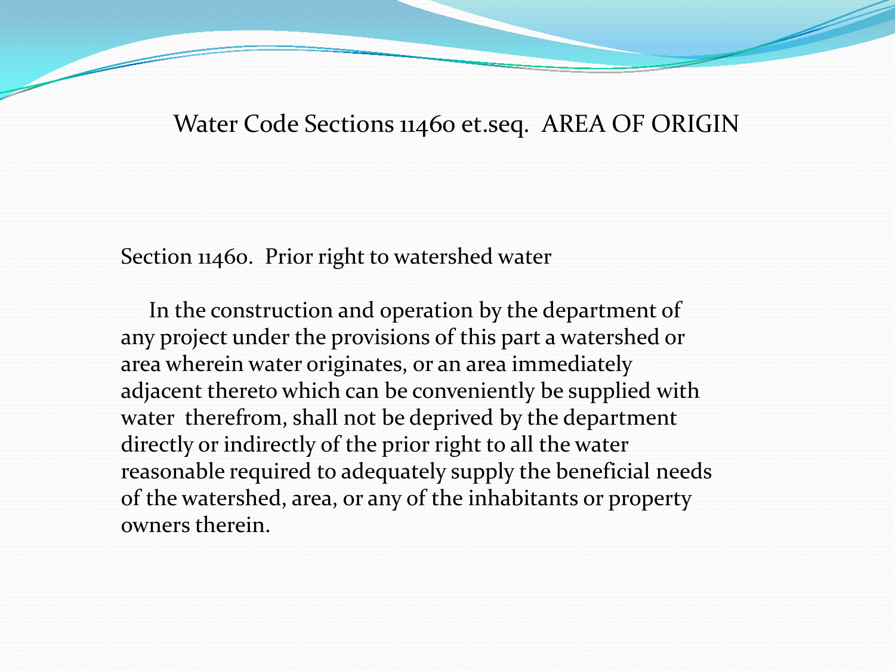# Water Code Sections 11460 et.seq. AREA OF ORIGIN

## Section 11460. Prior right to watershed water

In the construction and operation by the department of any project under the provisions of this part a watershed or area wherein water originates, or an area immediately adjacent thereto which can be conveniently be supplied with water therefrom, shall not be deprived by the department directly or indirectly of the prior right to all the water reasonable required to adequately supply the beneficial needs of the watershed, area, or any of the inhabitants or property owners therein.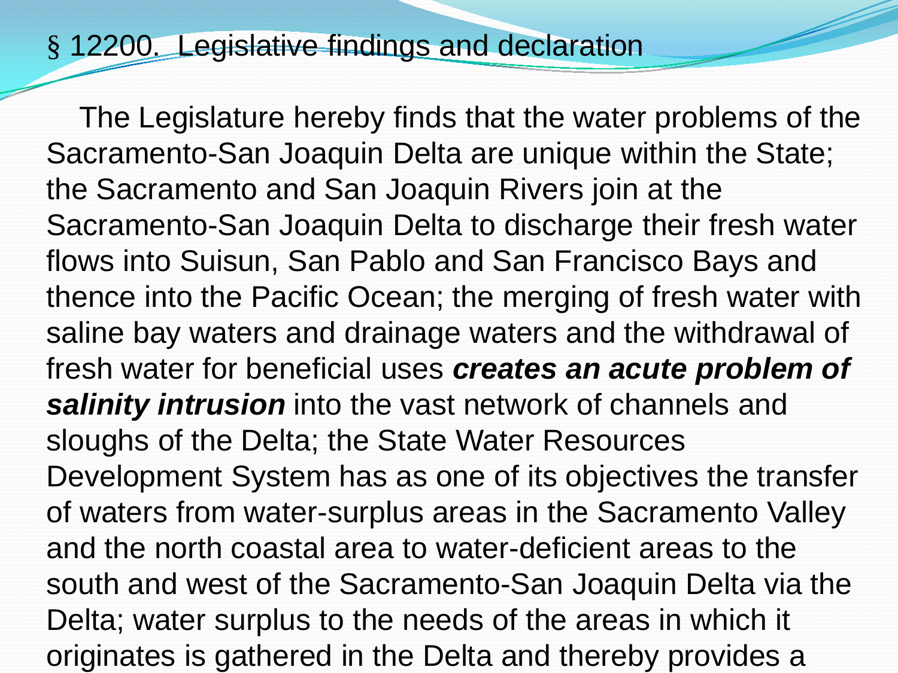## § 12200. Legislative findings and declaration

The Legislature hereby finds that the water problems of the Sacramento-San Joaquin Delta are unique within the State; the Sacramento and San Joaquin Rivers join at the Sacramento-San Joaquin Delta to discharge their fresh water flows into Suisun, San Pablo and San Francisco Bays and thence into the Pacific Ocean; the merging of fresh water with saline bay waters and drainage waters and the withdrawal of fresh water for beneficial uses ***creates an acute problem of salinity intrusion*** into the vast network of channels and sloughs of the Delta; the State Water Resources Development System has as one of its objectives the transfer of waters from water-surplus areas in the Sacramento Valley and the north coastal area to water-deficient areas to the south and west of the Sacramento-San Joaquin Delta via the Delta; water surplus to the needs of the areas in which it originates is gathered in the Delta and thereby provides a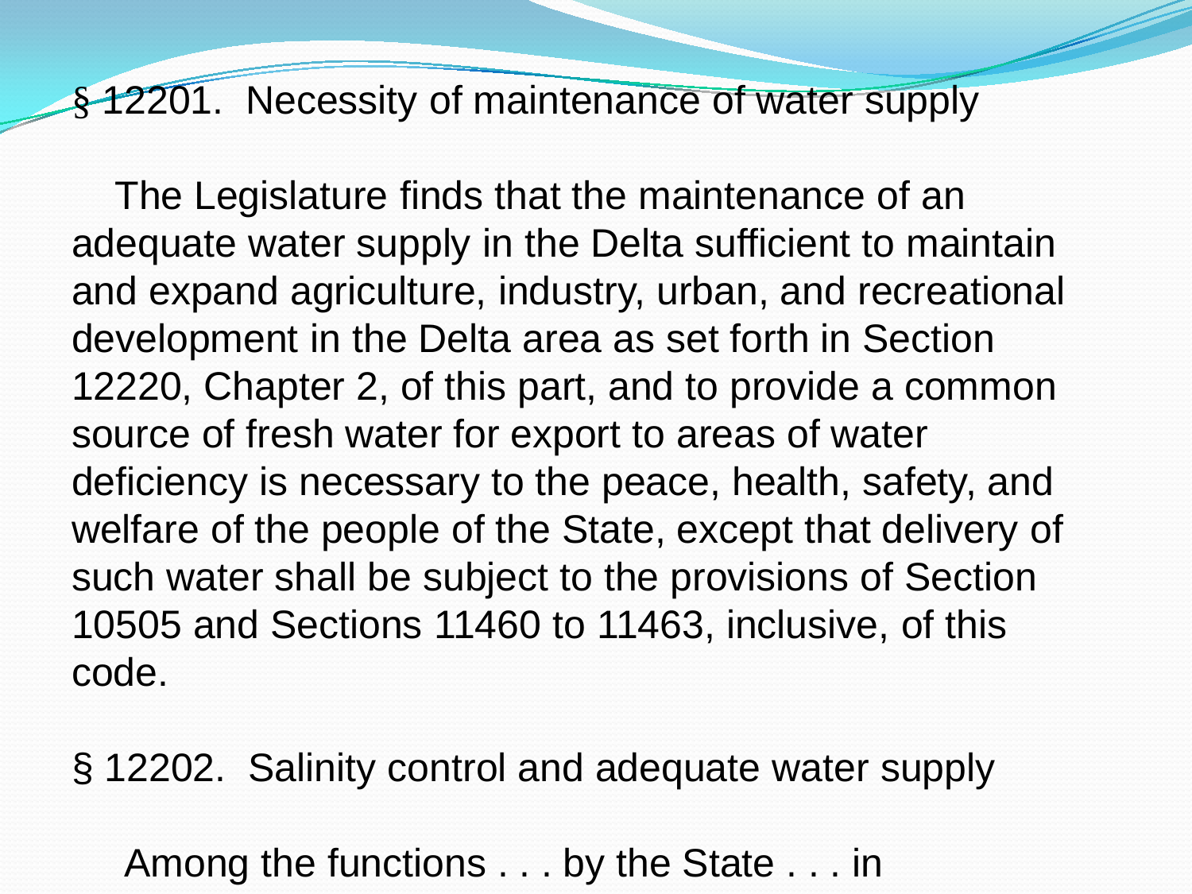## § 12201. Necessity of maintenance of water supply

The Legislature finds that the maintenance of an adequate water supply in the Delta sufficient to maintain and expand agriculture, industry, urban, and recreational development in the Delta area as set forth in Section 12220, Chapter 2, of this part, and to provide a common source of fresh water for export to areas of water deficiency is necessary to the peace, health, safety, and welfare of the people of the State, except that delivery of such water shall be subject to the provisions of Section 10505 and Sections 11460 to 11463, inclusive, of this code.

## § 12202. Salinity control and adequate water supply

Among the functions . . . by the State . . . in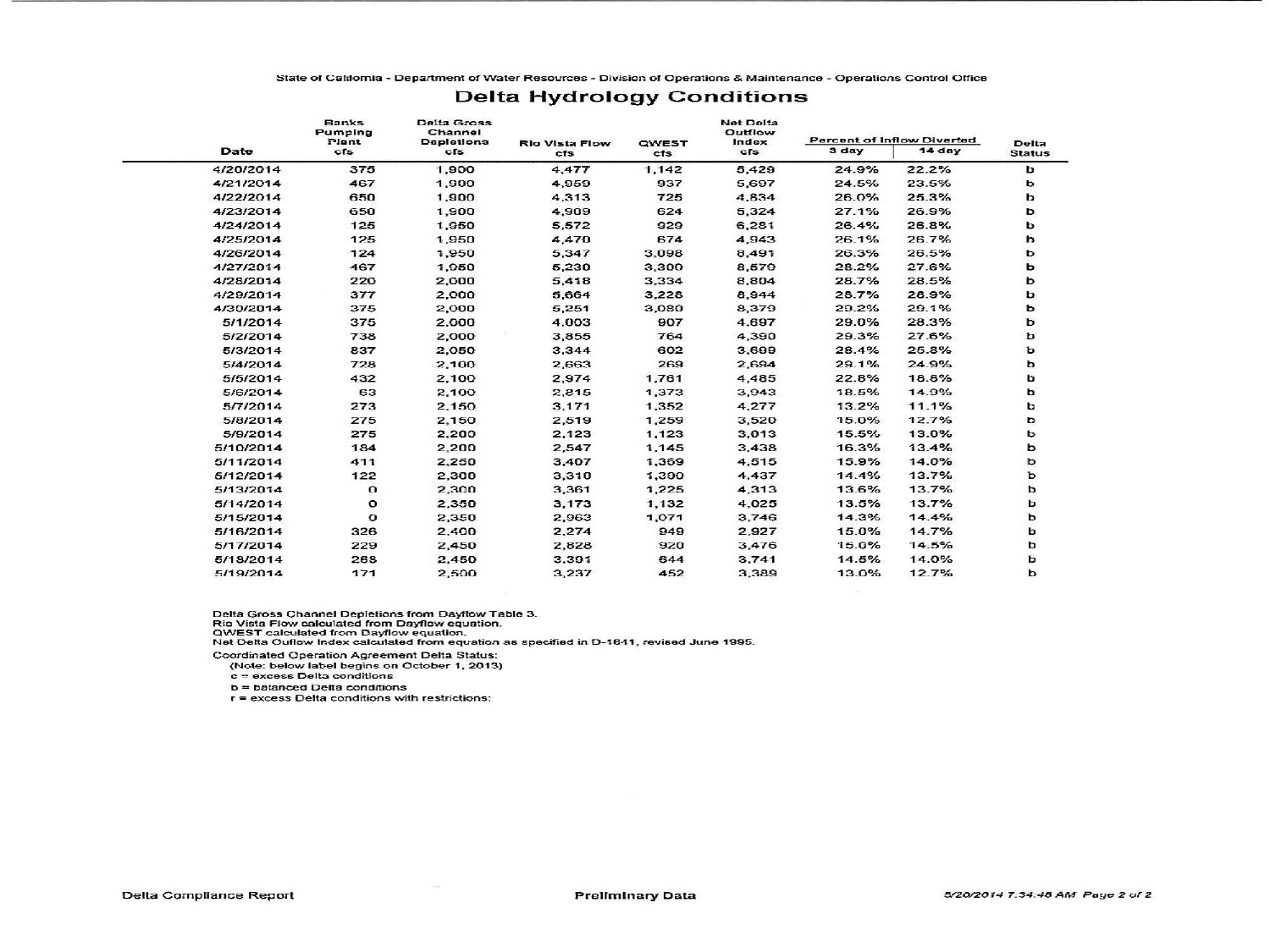State of California - Department of Water Resources - Division of Operations & Maintenance - Operations Control Office

# Delta Hydrology Conditions

| Date | Banks Pumping Plant cfs | Delta Gross Channel Depletions cfs | Rio Vista Flow cfs | QWEST cfs | Net Delta Outflow Index cfs | Percent of Inflow Diverted 3 day | Percent of Inflow Diverted 14 day | Delta Status |
|---|---|---|---|---|---|---|---|---|
| 4/20/2014 | 375 | 1,900 | 4,477 | 1,142 | 5,429 | 24.9% | 22.2% | b |
| 4/21/2014 | 467 | 1,900 | 4,959 | 937 | 5,697 | 24.5% | 23.5% | b |
| 4/22/2014 | 650 | 1,900 | 4,313 | 725 | 4,834 | 26.0% | 25.3% | b |
| 4/23/2014 | 650 | 1,900 | 4,909 | 624 | 5,324 | 27.1% | 26.9% | b |
| 4/24/2014 | 125 | 1,950 | 5,572 | 929 | 6,281 | 26.4% | 26.8% | b |
| 4/25/2014 | 125 | 1,950 | 4,470 | 674 | 4,943 | 26.1% | 26.7% | b |
| 4/26/2014 | 124 | 1,950 | 5,347 | 3,098 | 8,491 | 26.3% | 26.5% | b |
| 4/27/2014 | 467 | 1,950 | 5,230 | 3,300 | 8,570 | 28.2% | 27.6% | b |
| 4/28/2014 | 220 | 2,000 | 5,418 | 3,334 | 8,804 | 28.7% | 28.5% | b |
| 4/29/2014 | 377 | 2,000 | 5,664 | 3,228 | 8,944 | 28.7% | 28.9% | b |
| 4/30/2014 | 375 | 2,000 | 5,251 | 3,080 | 8,379 | 29.2% | 29.1% | b |
| 5/1/2014 | 375 | 2,000 | 4,003 | 907 | 4,697 | 29.0% | 28.3% | b |
| 5/2/2014 | 738 | 2,000 | 3,855 | 764 | 4,390 | 29.3% | 27.6% | b |
| 5/3/2014 | 837 | 2,050 | 3,344 | 602 | 3,699 | 28.4% | 25.8% | b |
| 5/4/2014 | 728 | 2,100 | 2,663 | 269 | 2,694 | 29.1% | 24.9% | b |
| 5/5/2014 | 432 | 2,100 | 2,974 | 1,761 | 4,485 | 22.8% | 18.8% | b |
| 5/6/2014 | 63 | 2,100 | 2,815 | 1,373 | 3,943 | 18.5% | 14.9% | b |
| 5/7/2014 | 273 | 2,150 | 3,171 | 1,352 | 4,277 | 13.2% | 11.1% | b |
| 5/8/2014 | 275 | 2,150 | 2,519 | 1,259 | 3,520 | 15.0% | 12.7% | b |
| 5/9/2014 | 275 | 2,200 | 2,123 | 1,123 | 3,013 | 15.5% | 13.0% | b |
| 5/10/2014 | 184 | 2,200 | 2,547 | 1,145 | 3,438 | 16.3% | 13.4% | b |
| 5/11/2014 | 411 | 2,250 | 3,407 | 1,369 | 4,515 | 15.9% | 14.0% | b |
| 5/12/2014 | 122 | 2,300 | 3,310 | 1,390 | 4,437 | 14.4% | 13.7% | b |
| 5/13/2014 | 0 | 2,300 | 3,361 | 1,225 | 4,313 | 13.6% | 13.7% | b |
| 5/14/2014 | 0 | 2,350 | 3,173 | 1,132 | 4,025 | 13.5% | 13.7% | b |
| 5/15/2014 | 0 | 2,350 | 2,963 | 1,071 | 3,746 | 14.3% | 14.4% | b |
| 5/16/2014 | 326 | 2,400 | 2,274 | 949 | 2,927 | 15.0% | 14.7% | b |
| 5/17/2014 | 229 | 2,450 | 2,828 | 920 | 3,476 | 15.0% | 14.5% | b |
| 5/18/2014 | 268 | 2,450 | 3,391 | 644 | 3,741 | 14.5% | 14.0% | b |
| 5/19/2014 | 171 | 2,500 | 3,237 | 452 | 3,389 | 13.0% | 12.7% | b |

Delta Gross Channel Depletions from Dayflow Table 3.
Rio Vista Flow calculated from Dayflow equation.
QWEST calculated from Dayflow equation.
Net Delta Outflow Index calculated from equation as specified in D-1641, revised June 1995.

Coordinated Operation Agreement Delta Status:
(Note: below label begins on October 1, 2013)
c = excess Delta conditions
b = balanced Delta conditions
r = excess Delta conditions with restrictions:

Delta Compliance Report — Preliminary Data — 5/20/2014 7:34:48 AM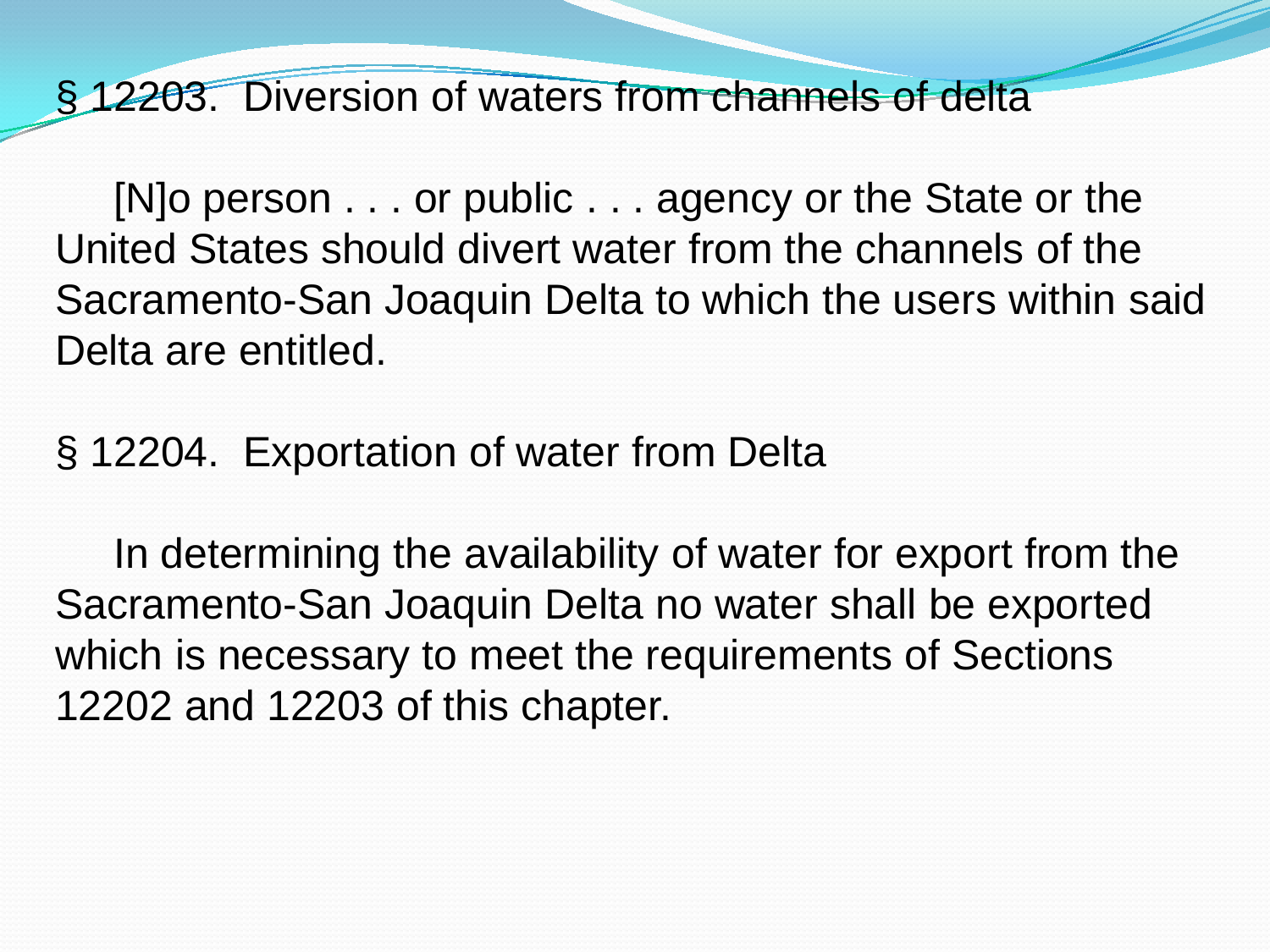## § 12203. Diversion of waters from channels of delta

[N]o person . . . or public . . . agency or the State or the United States should divert water from the channels of the Sacramento-San Joaquin Delta to which the users within said Delta are entitled.

## § 12204. Exportation of water from Delta

In determining the availability of water for export from the Sacramento-San Joaquin Delta no water shall be exported which is necessary to meet the requirements of Sections 12202 and 12203 of this chapter.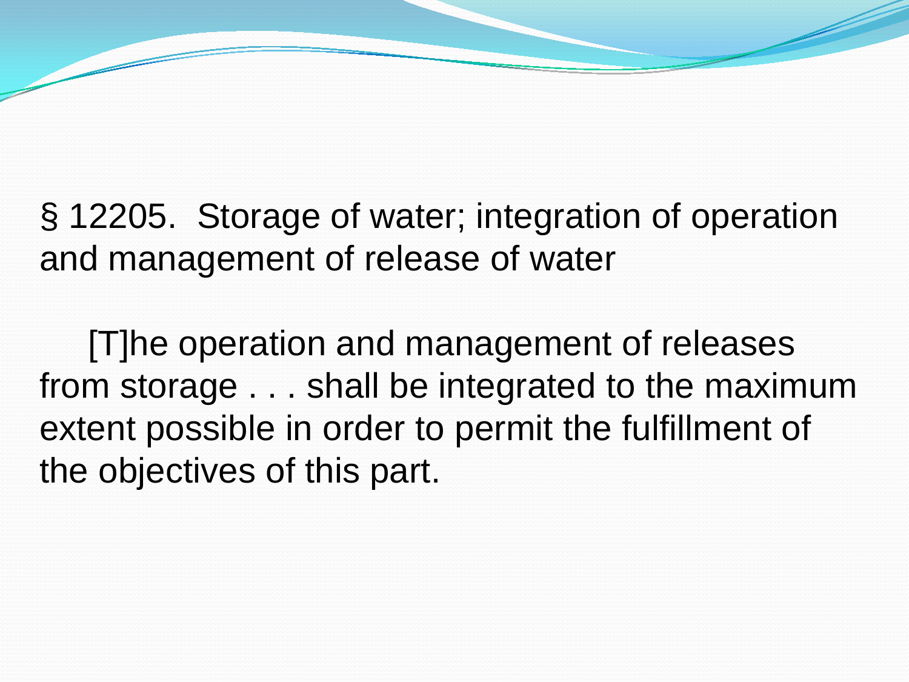§ 12205. Storage of water; integration of operation and management of release of water

[T]he operation and management of releases from storage . . . shall be integrated to the maximum extent possible in order to permit the fulfillment of the objectives of this part.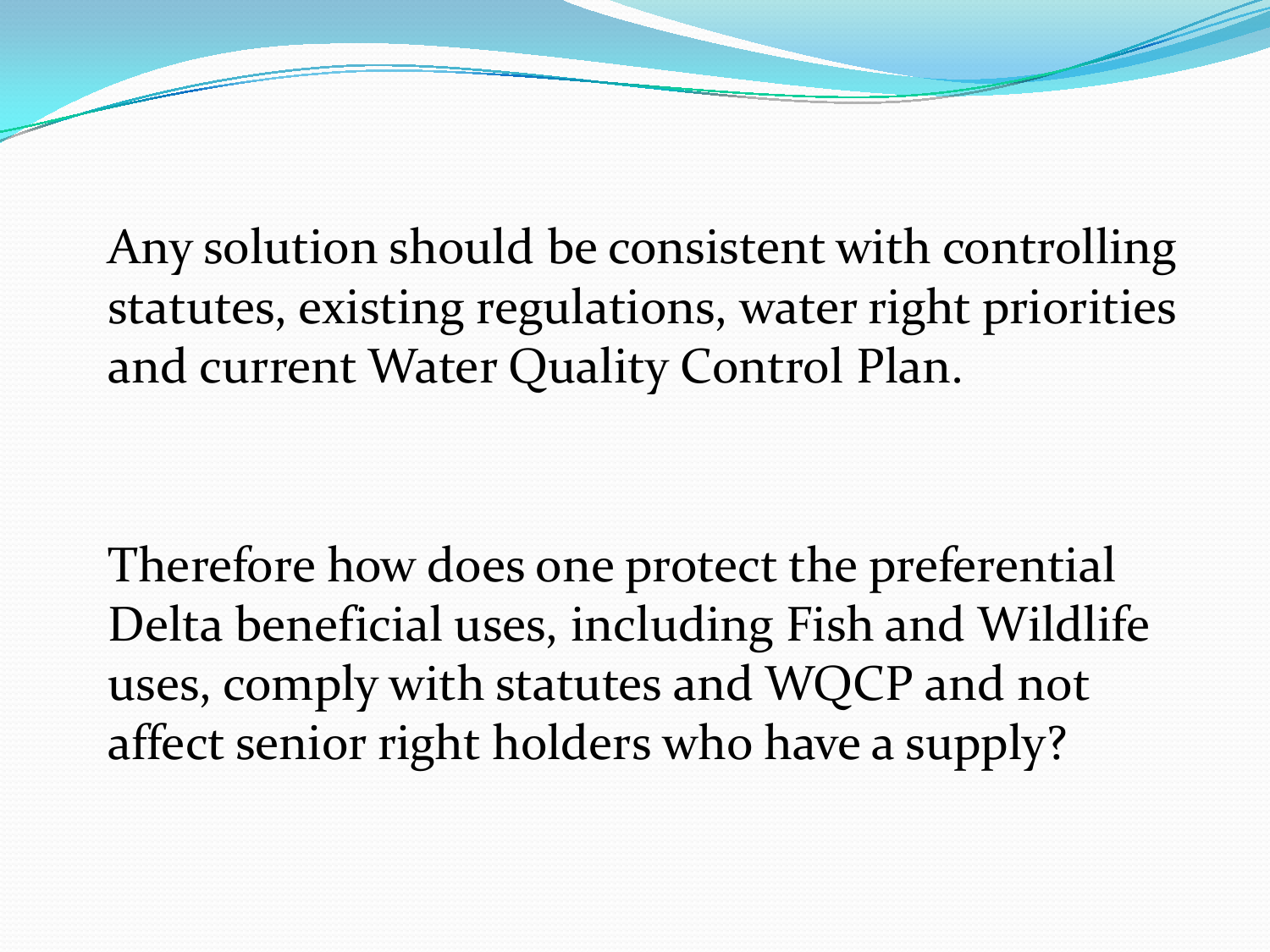Any solution should be consistent with controlling statutes, existing regulations, water right priorities and current Water Quality Control Plan.

Therefore how does one protect the preferential Delta beneficial uses, including Fish and Wildlife uses, comply with statutes and WQCP and not affect senior right holders who have a supply?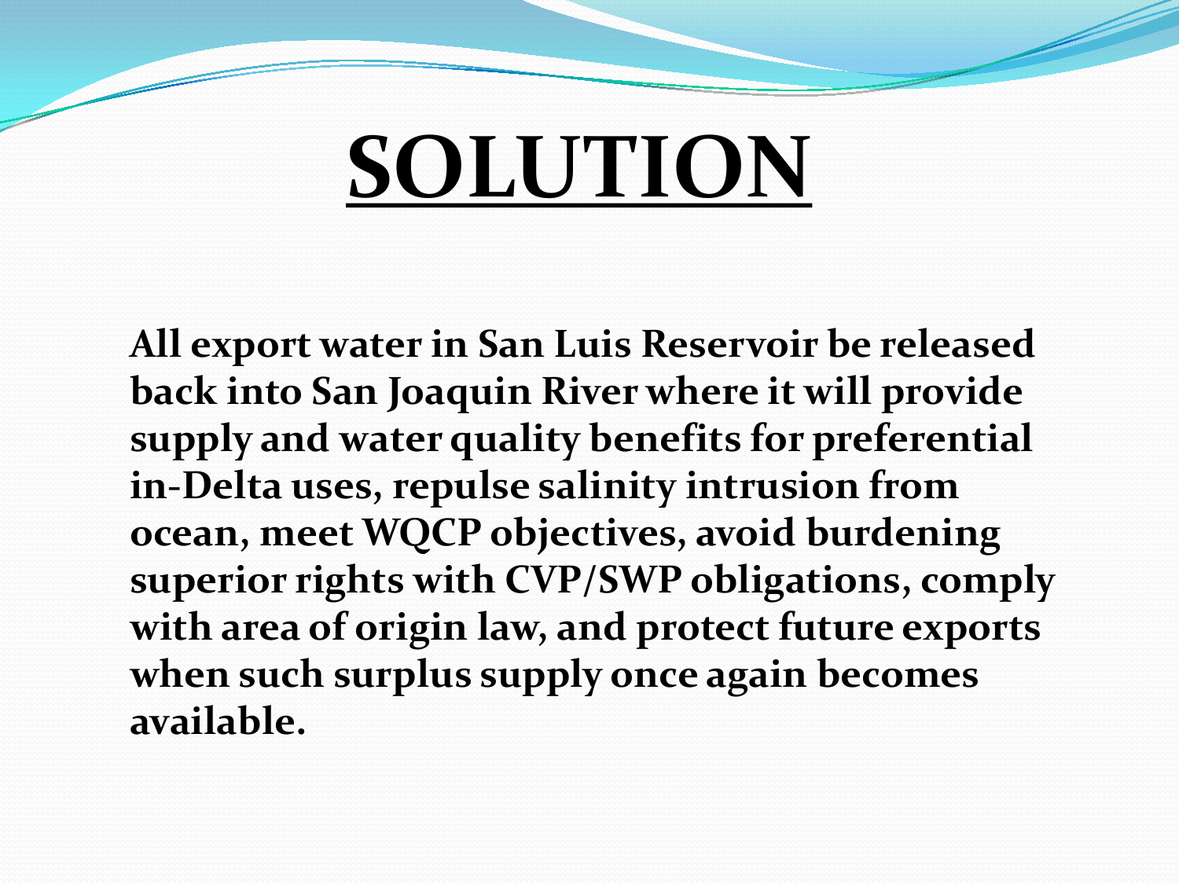# SOLUTION

**All export water in San Luis Reservoir be released back into San Joaquin River where it will provide supply and water quality benefits for preferential in-Delta uses, repulse salinity intrusion from ocean, meet WQCP objectives, avoid burdening superior rights with CVP/SWP obligations, comply with area of origin law, and protect future exports when such surplus supply once again becomes available.**